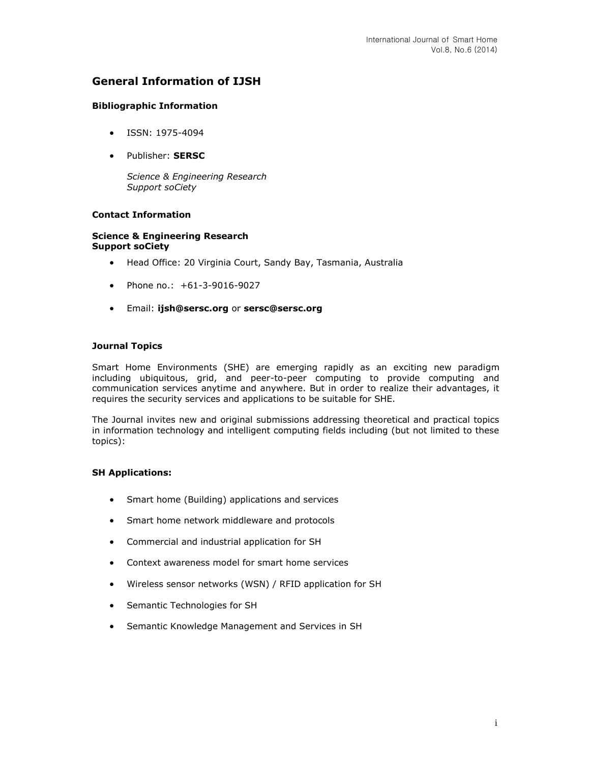# General Information of IJSH

### Bibliographic Information

- ISSN: 1975-4094
- Publisher: **SERSC**

  *Science & Engineering Research*
  *Support soCiety*

### Contact Information

**Science & Engineering Research**
**Support soCiety**

- Head Office: 20 Virginia Court, Sandy Bay, Tasmania, Australia
- Phone no.: +61-3-9016-9027
- Email: **ijsh@sersc.org** or **sersc@sersc.org**

### Journal Topics

Smart Home Environments (SHE) are emerging rapidly as an exciting new paradigm including ubiquitous, grid, and peer-to-peer computing to provide computing and communication services anytime and anywhere. But in order to realize their advantages, it requires the security services and applications to be suitable for SHE.

The Journal invites new and original submissions addressing theoretical and practical topics in information technology and intelligent computing fields including (but not limited to these topics):

### SH Applications:

- Smart home (Building) applications and services
- Smart home network middleware and protocols
- Commercial and industrial application for SH
- Context awareness model for smart home services
- Wireless sensor networks (WSN) / RFID application for SH
- Semantic Technologies for SH
- Semantic Knowledge Management and Services in SH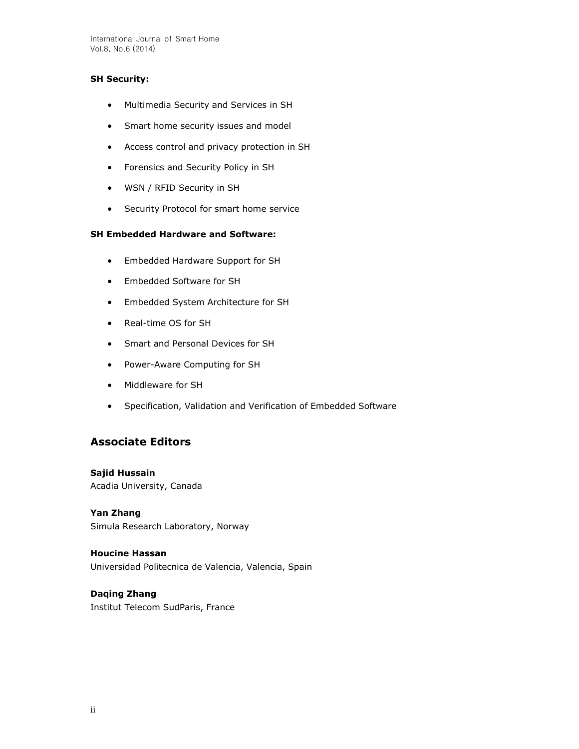**SH Security:**

- Multimedia Security and Services in SH
- Smart home security issues and model
- Access control and privacy protection in SH
- Forensics and Security Policy in SH
- WSN / RFID Security in SH
- Security Protocol for smart home service

**SH Embedded Hardware and Software:**

- Embedded Hardware Support for SH
- Embedded Software for SH
- Embedded System Architecture for SH
- Real-time OS for SH
- Smart and Personal Devices for SH
- Power-Aware Computing for SH
- Middleware for SH
- Specification, Validation and Verification of Embedded Software

## Associate Editors

**Sajid Hussain**
Acadia University, Canada

**Yan Zhang**
Simula Research Laboratory, Norway

**Houcine Hassan**
Universidad Politecnica de Valencia, Valencia, Spain

**Daqing Zhang**
Institut Telecom SudParis, France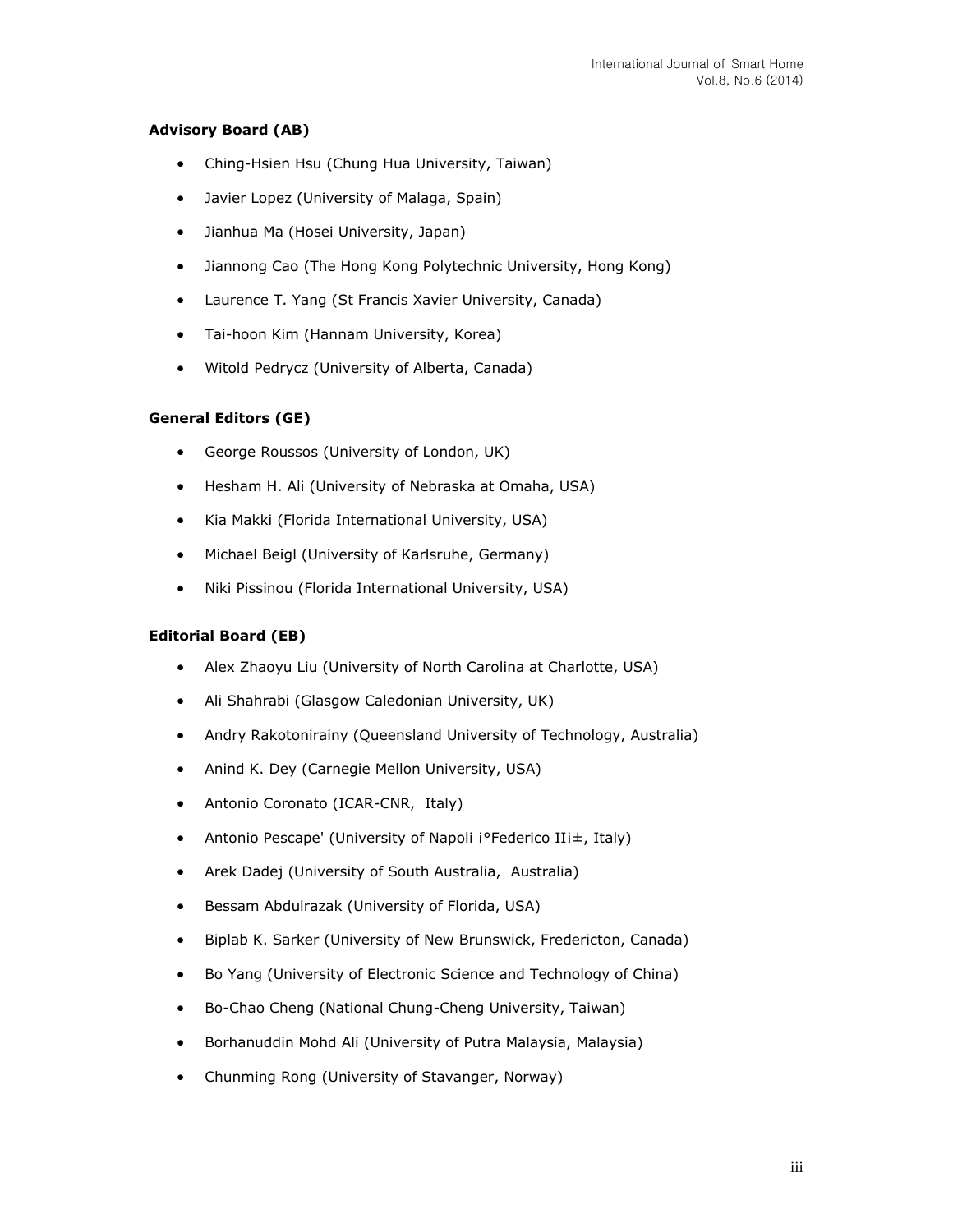**Advisory Board (AB)**

- Ching-Hsien Hsu (Chung Hua University, Taiwan)
- Javier Lopez (University of Malaga, Spain)
- Jianhua Ma (Hosei University, Japan)
- Jiannong Cao (The Hong Kong Polytechnic University, Hong Kong)
- Laurence T. Yang (St Francis Xavier University, Canada)
- Tai-hoon Kim (Hannam University, Korea)
- Witold Pedrycz (University of Alberta, Canada)

**General Editors (GE)**

- George Roussos (University of London, UK)
- Hesham H. Ali (University of Nebraska at Omaha, USA)
- Kia Makki (Florida International University, USA)
- Michael Beigl (University of Karlsruhe, Germany)
- Niki Pissinou (Florida International University, USA)

**Editorial Board (EB)**

- Alex Zhaoyu Liu (University of North Carolina at Charlotte, USA)
- Ali Shahrabi (Glasgow Caledonian University, UK)
- Andry Rakotonirainy (Queensland University of Technology, Australia)
- Anind K. Dey (Carnegie Mellon University, USA)
- Antonio Coronato (ICAR-CNR, Italy)
- Antonio Pescape' (University of Napoli ¡°Federico II¡±, Italy)
- Arek Dadej (University of South Australia, Australia)
- Bessam Abdulrazak (University of Florida, USA)
- Biplab K. Sarker (University of New Brunswick, Fredericton, Canada)
- Bo Yang (University of Electronic Science and Technology of China)
- Bo-Chao Cheng (National Chung-Cheng University, Taiwan)
- Borhanuddin Mohd Ali (University of Putra Malaysia, Malaysia)
- Chunming Rong (University of Stavanger, Norway)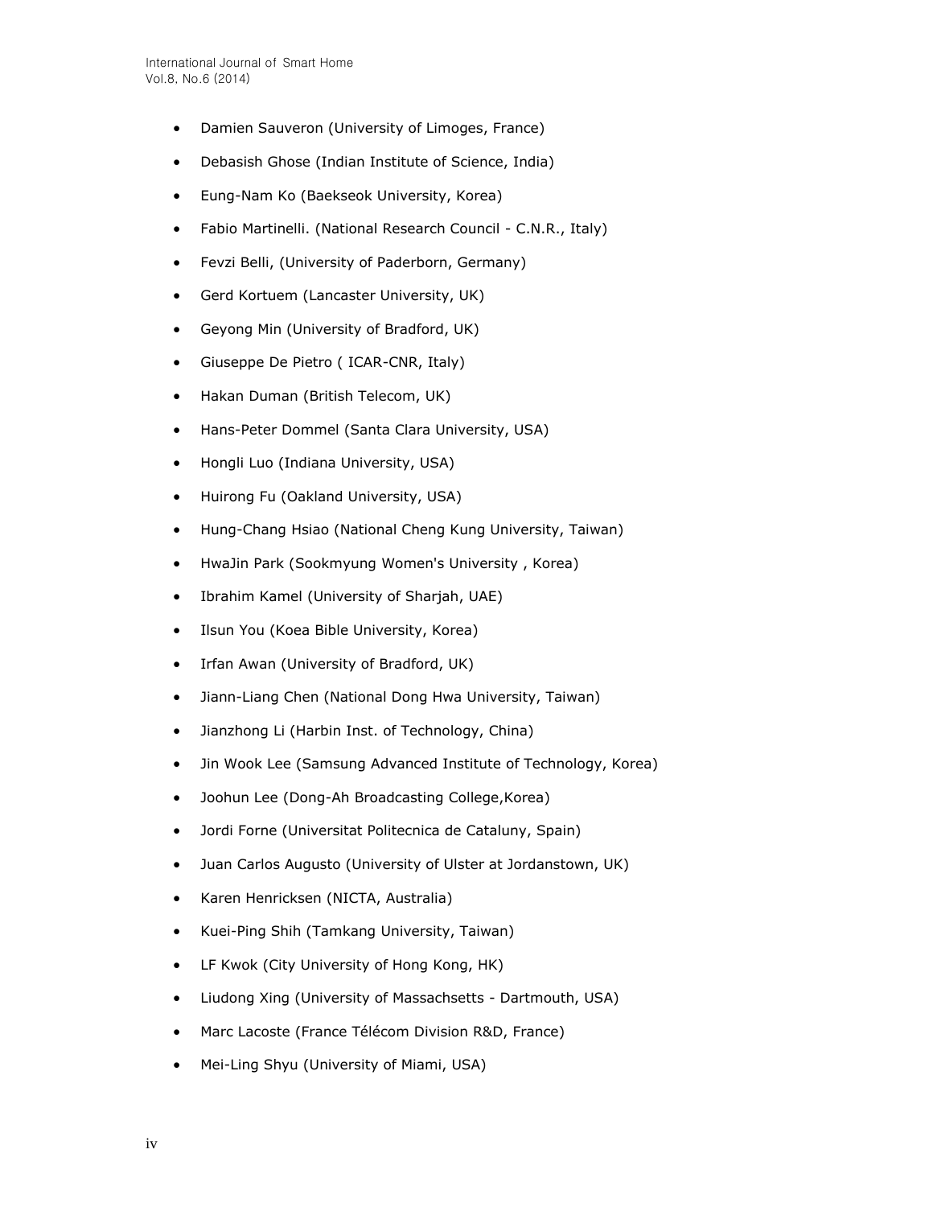- Damien Sauveron (University of Limoges, France)
- Debasish Ghose (Indian Institute of Science, India)
- Eung-Nam Ko (Baekseok University, Korea)
- Fabio Martinelli. (National Research Council - C.N.R., Italy)
- Fevzi Belli, (University of Paderborn, Germany)
- Gerd Kortuem (Lancaster University, UK)
- Geyong Min (University of Bradford, UK)
- Giuseppe De Pietro ( ICAR-CNR, Italy)
- Hakan Duman (British Telecom, UK)
- Hans-Peter Dommel (Santa Clara University, USA)
- Hongli Luo (Indiana University, USA)
- Huirong Fu (Oakland University, USA)
- Hung-Chang Hsiao (National Cheng Kung University, Taiwan)
- HwaJin Park (Sookmyung Women's University , Korea)
- Ibrahim Kamel (University of Sharjah, UAE)
- Ilsun You (Koea Bible University, Korea)
- Irfan Awan (University of Bradford, UK)
- Jiann-Liang Chen (National Dong Hwa University, Taiwan)
- Jianzhong Li (Harbin Inst. of Technology, China)
- Jin Wook Lee (Samsung Advanced Institute of Technology, Korea)
- Joohun Lee (Dong-Ah Broadcasting College,Korea)
- Jordi Forne (Universitat Politecnica de Cataluny, Spain)
- Juan Carlos Augusto (University of Ulster at Jordanstown, UK)
- Karen Henricksen (NICTA, Australia)
- Kuei-Ping Shih (Tamkang University, Taiwan)
- LF Kwok (City University of Hong Kong, HK)
- Liudong Xing (University of Massachsetts - Dartmouth, USA)
- Marc Lacoste (France Télécom Division R&D, France)
- Mei-Ling Shyu (University of Miami, USA)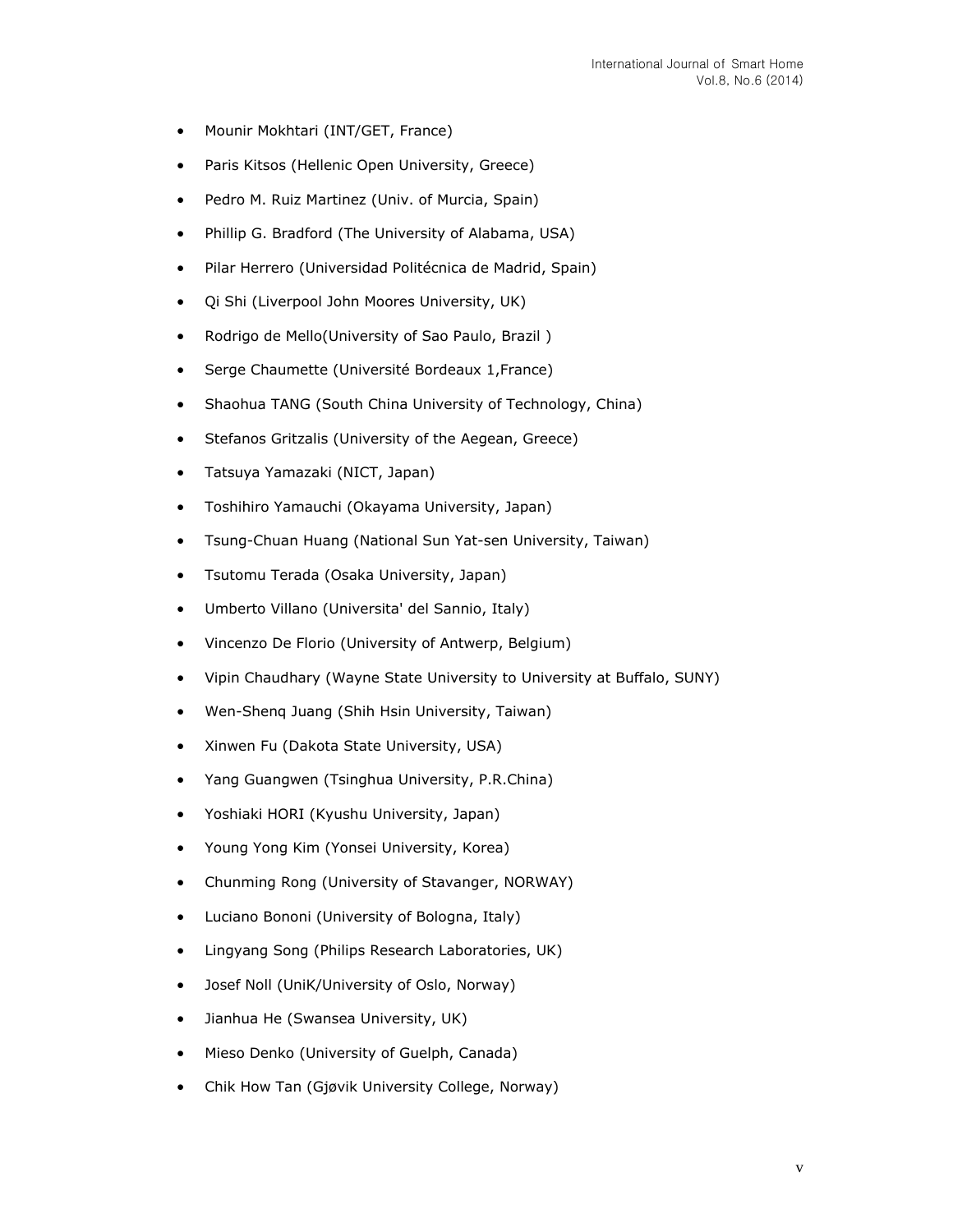- Mounir Mokhtari (INT/GET, France)
- Paris Kitsos (Hellenic Open University, Greece)
- Pedro M. Ruiz Martinez (Univ. of Murcia, Spain)
- Phillip G. Bradford (The University of Alabama, USA)
- Pilar Herrero (Universidad Politécnica de Madrid, Spain)
- Qi Shi (Liverpool John Moores University, UK)
- Rodrigo de Mello(University of Sao Paulo, Brazil )
- Serge Chaumette (Université Bordeaux 1,France)
- Shaohua TANG (South China University of Technology, China)
- Stefanos Gritzalis (University of the Aegean, Greece)
- Tatsuya Yamazaki (NICT, Japan)
- Toshihiro Yamauchi (Okayama University, Japan)
- Tsung-Chuan Huang (National Sun Yat-sen University, Taiwan)
- Tsutomu Terada (Osaka University, Japan)
- Umberto Villano (Universita' del Sannio, Italy)
- Vincenzo De Florio (University of Antwerp, Belgium)
- Vipin Chaudhary (Wayne State University to University at Buffalo, SUNY)
- Wen-Shenq Juang (Shih Hsin University, Taiwan)
- Xinwen Fu (Dakota State University, USA)
- Yang Guangwen (Tsinghua University, P.R.China)
- Yoshiaki HORI (Kyushu University, Japan)
- Young Yong Kim (Yonsei University, Korea)
- Chunming Rong (University of Stavanger, NORWAY)
- Luciano Bononi (University of Bologna, Italy)
- Lingyang Song (Philips Research Laboratories, UK)
- Josef Noll (UniK/University of Oslo, Norway)
- Jianhua He (Swansea University, UK)
- Mieso Denko (University of Guelph, Canada)
- Chik How Tan (Gjøvik University College, Norway)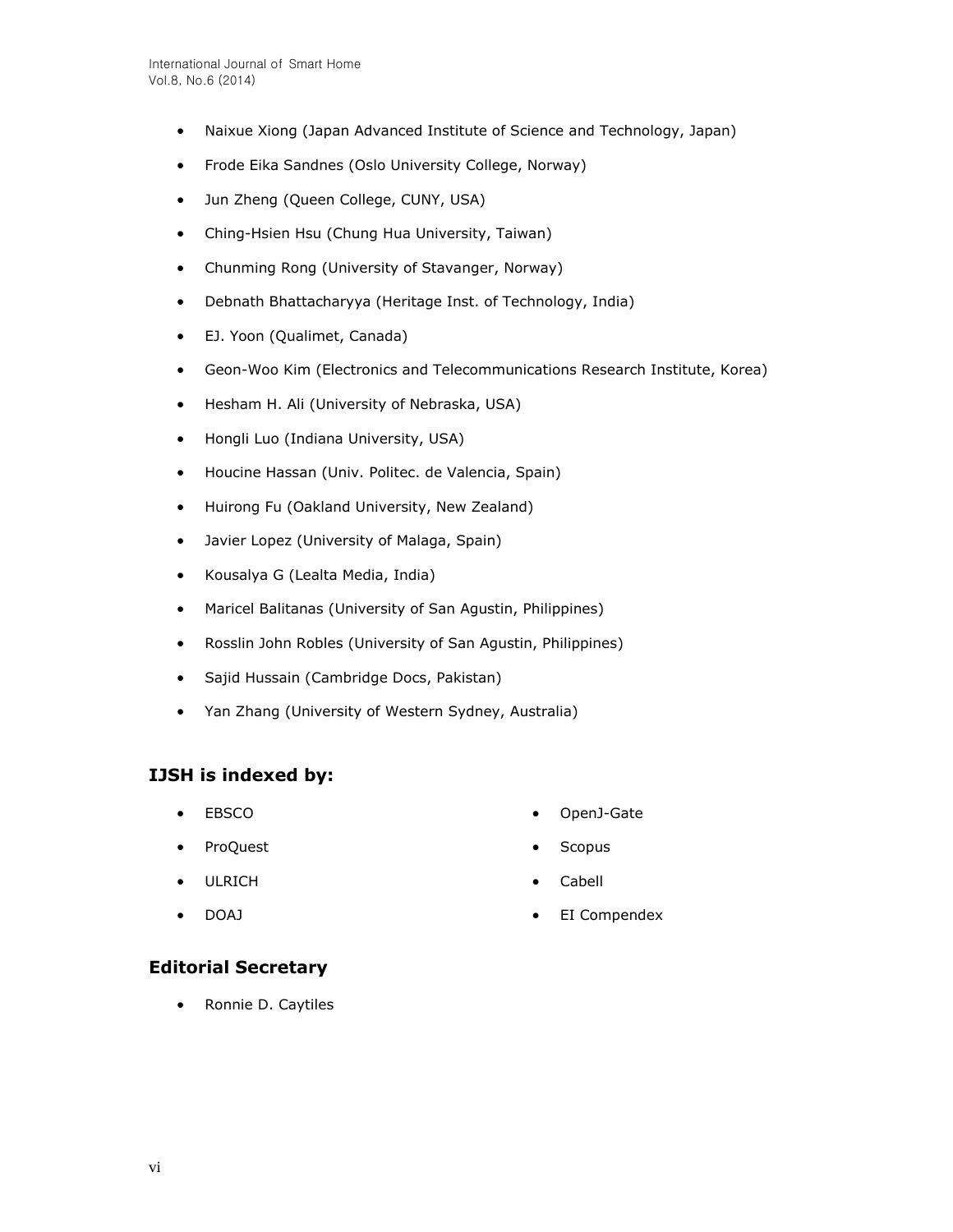- Naixue Xiong (Japan Advanced Institute of Science and Technology, Japan)
- Frode Eika Sandnes (Oslo University College, Norway)
- Jun Zheng (Queen College, CUNY, USA)
- Ching-Hsien Hsu (Chung Hua University, Taiwan)
- Chunming Rong (University of Stavanger, Norway)
- Debnath Bhattacharyya (Heritage Inst. of Technology, India)
- EJ. Yoon (Qualimet, Canada)
- Geon-Woo Kim (Electronics and Telecommunications Research Institute, Korea)
- Hesham H. Ali (University of Nebraska, USA)
- Hongli Luo (Indiana University, USA)
- Houcine Hassan (Univ. Politec. de Valencia, Spain)
- Huirong Fu (Oakland University, New Zealand)
- Javier Lopez (University of Malaga, Spain)
- Kousalya G (Lealta Media, India)
- Maricel Balitanas (University of San Agustin, Philippines)
- Rosslin John Robles (University of San Agustin, Philippines)
- Sajid Hussain (Cambridge Docs, Pakistan)
- Yan Zhang (University of Western Sydney, Australia)

## IJSH is indexed by:

- EBSCO
- ProQuest
- ULRICH
- DOAJ
- OpenJ-Gate
- Scopus
- Cabell
- EI Compendex

## Editorial Secretary

- Ronnie D. Caytiles